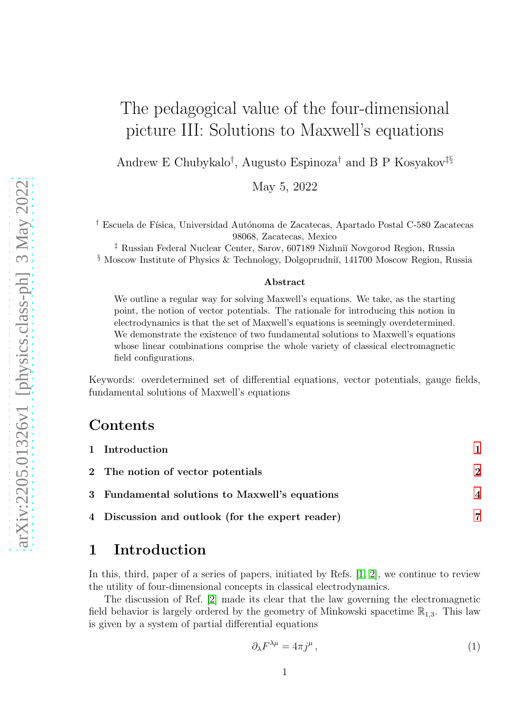# The pedagogical value of the four-dimensional picture III: Solutions to Maxwell's equations

Andrew E Chubykalo[†], Augusto Espinoza[†] and B P Kosyakov[‡§]

May 5, 2022

[†] Escuela de Física, Universidad Autónoma de Zacatecas, Apartado Postal C-580 Zacatecas 98068, Zacatecas, Mexico

[‡] Russian Federal Nuclear Center, Sarov, 607189 Nizhniĭ Novgorod Region, Russia

[§] Moscow Institute of Physics & Technology, Dolgoprudniĭ, 141700 Moscow Region, Russia

### Abstract

We outline a regular way for solving Maxwell's equations. We take, as the starting point, the notion of vector potentials. The rationale for introducing this notion in electrodynamics is that the set of Maxwell's equations is seemingly overdetermined. We demonstrate the existence of two fundamental solutions to Maxwell's equations whose linear combinations comprise the whole variety of classical electromagnetic field configurations.

Keywords: overdetermined set of differential equations, vector potentials, gauge fields, fundamental solutions of Maxwell's equations

## Contents

1 Introduction 1

2 The notion of vector potentials 2

3 Fundamental solutions to Maxwell's equations 4

4 Discussion and outlook (for the expert reader) 7

## 1 Introduction

In this, third, paper of a series of papers, initiated by Refs. [1, 2], we continue to review the utility of four-dimensional concepts in classical electrodynamics.

The discussion of Ref. [2] made its clear that the law governing the electromagnetic field behavior is largely ordered by the geometry of Minkowski spacetime $\mathbb{R}_{1,3}$. This law is given by a system of partial differential equations

$$\partial_\lambda F^{\lambda\mu} = 4\pi j^\mu\,, \tag{1}$$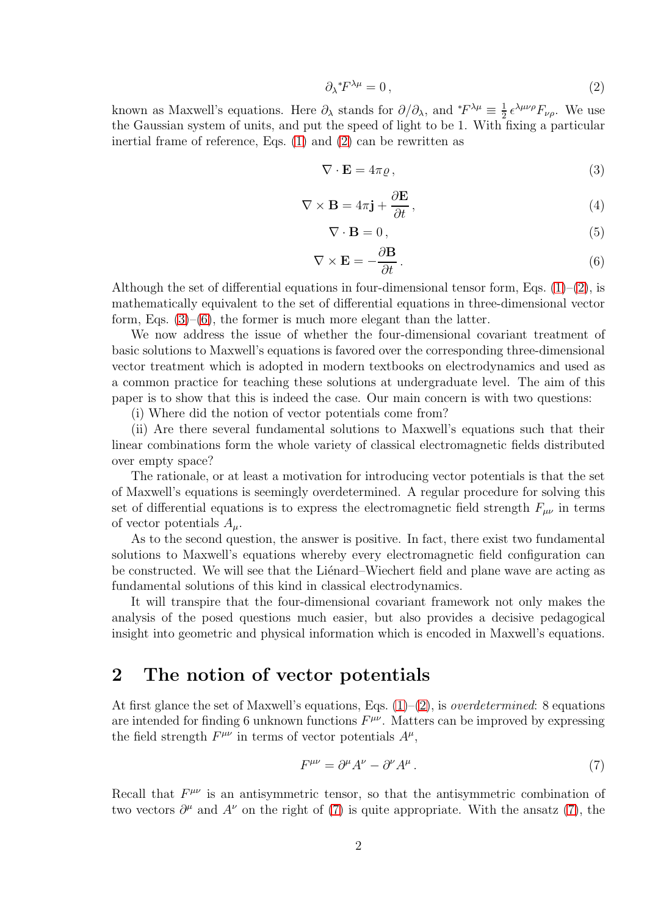$$\partial_\lambda {}^*F^{\lambda\mu} = 0\,, \tag{2}$$

known as Maxwell's equations. Here $\partial_\lambda$ stands for $\partial/\partial_\lambda$, and ${}^*F^{\lambda\mu} \equiv \frac{1}{2}\,\epsilon^{\lambda\mu\nu\rho}F_{\nu\rho}$. We use the Gaussian system of units, and put the speed of light to be 1. With fixing a particular inertial frame of reference, Eqs. (1) and (2) can be rewritten as

$$\nabla \cdot \mathbf{E} = 4\pi\varrho\,, \tag{3}$$

$$\nabla \times \mathbf{B} = 4\pi\mathbf{j} + \frac{\partial \mathbf{E}}{\partial t}\,, \tag{4}$$

$$\nabla \cdot \mathbf{B} = 0\,, \tag{5}$$

$$\nabla \times \mathbf{E} = -\frac{\partial \mathbf{B}}{\partial t}\,. \tag{6}$$

Although the set of differential equations in four-dimensional tensor form, Eqs. (1)–(2), is mathematically equivalent to the set of differential equations in three-dimensional vector form, Eqs. (3)–(6), the former is much more elegant than the latter.

We now address the issue of whether the four-dimensional covariant treatment of basic solutions to Maxwell's equations is favored over the corresponding three-dimensional vector treatment which is adopted in modern textbooks on electrodynamics and used as a common practice for teaching these solutions at undergraduate level. The aim of this paper is to show that this is indeed the case. Our main concern is with two questions:

(i) Where did the notion of vector potentials come from?

(ii) Are there several fundamental solutions to Maxwell's equations such that their linear combinations form the whole variety of classical electromagnetic fields distributed over empty space?

The rationale, or at least a motivation for introducing vector potentials is that the set of Maxwell's equations is seemingly overdetermined. A regular procedure for solving this set of differential equations is to express the electromagnetic field strength $F_{\mu\nu}$ in terms of vector potentials $A_\mu$.

As to the second question, the answer is positive. In fact, there exist two fundamental solutions to Maxwell's equations whereby every electromagnetic field configuration can be constructed. We will see that the Liénard–Wiechert field and plane wave are acting as fundamental solutions of this kind in classical electrodynamics.

It will transpire that the four-dimensional covariant framework not only makes the analysis of the posed questions much easier, but also provides a decisive pedagogical insight into geometric and physical information which is encoded in Maxwell's equations.

## 2 The notion of vector potentials

At first glance the set of Maxwell's equations, Eqs. (1)–(2), is *overdetermined*: 8 equations are intended for finding 6 unknown functions $F^{\mu\nu}$. Matters can be improved by expressing the field strength $F^{\mu\nu}$ in terms of vector potentials $A^\mu$,

$$F^{\mu\nu} = \partial^\mu A^\nu - \partial^\nu A^\mu\,. \tag{7}$$

Recall that $F^{\mu\nu}$ is an antisymmetric tensor, so that the antisymmetric combination of two vectors $\partial^\mu$ and $A^\nu$ on the right of (7) is quite appropriate. With the ansatz (7), the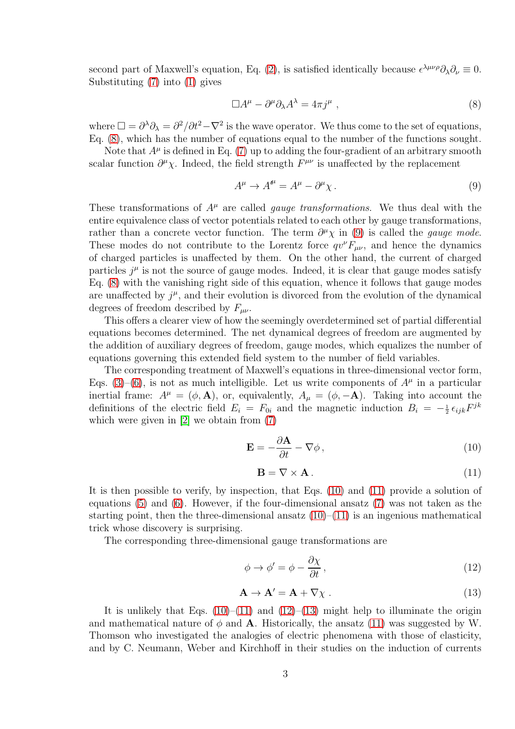second part of Maxwell's equation, Eq. (2), is satisfied identically because $\epsilon^{\lambda\mu\nu\rho}\partial_\lambda\partial_\nu \equiv 0$. Substituting (7) into (1) gives

$$\Box A^\mu - \partial^\mu \partial_\lambda A^\lambda = 4\pi j^\mu \;, \tag{8}$$

where $\Box = \partial^\lambda\partial_\lambda = \partial^2/\partial t^2 - \nabla^2$ is the wave operator. We thus come to the set of equations, Eq. (8), which has the number of equations equal to the number of the functions sought.

Note that $A^\mu$ is defined in Eq. (7) up to adding the four-gradient of an arbitrary smooth scalar function $\partial^\mu\chi$. Indeed, the field strength $F^{\mu\nu}$ is unaffected by the replacement

$$A^\mu \to A'^\mu = A^\mu - \partial^\mu\chi \,. \tag{9}$$

These transformations of $A^\mu$ are called *gauge transformations*. We thus deal with the entire equivalence class of vector potentials related to each other by gauge transformations, rather than a concrete vector function. The term $\partial^\mu\chi$ in (9) is called the *gauge mode*. These modes do not contribute to the Lorentz force $qv^\nu F_{\mu\nu}$, and hence the dynamics of charged particles is unaffected by them. On the other hand, the current of charged particles $j^\mu$ is not the source of gauge modes. Indeed, it is clear that gauge modes satisfy Eq. (8) with the vanishing right side of this equation, whence it follows that gauge modes are unaffected by $j^\mu$, and their evolution is divorced from the evolution of the dynamical degrees of freedom described by $F_{\mu\nu}$.

This offers a clearer view of how the seemingly overdetermined set of partial differential equations becomes determined. The net dynamical degrees of freedom are augmented by the addition of auxiliary degrees of freedom, gauge modes, which equalizes the number of equations governing this extended field system to the number of field variables.

The corresponding treatment of Maxwell's equations in three-dimensional vector form, Eqs. (3)–(6), is not as much intelligible. Let us write components of $A^\mu$ in a particular inertial frame: $A^\mu = (\phi, \mathbf{A})$, or, equivalently, $A_\mu = (\phi, -\mathbf{A})$. Taking into account the definitions of the electric field $E_i = F_{0i}$ and the magnetic induction $B_i = -\frac{1}{2}\,\epsilon_{ijk}F^{jk}$ which were given in [2] we obtain from (7)

$$\mathbf{E} = -\frac{\partial \mathbf{A}}{\partial t} - \nabla\phi \,, \tag{10}$$

$$\mathbf{B} = \nabla \times \mathbf{A} \,. \tag{11}$$

It is then possible to verify, by inspection, that Eqs. (10) and (11) provide a solution of equations (5) and (6). However, if the four-dimensional ansatz (7) was not taken as the starting point, then the three-dimensional ansatz (10)–(11) is an ingenious mathematical trick whose discovery is surprising.

The corresponding three-dimensional gauge transformations are

$$\phi \to \phi' = \phi - \frac{\partial \chi}{\partial t} \,, \tag{12}$$

$$\mathbf{A} \to \mathbf{A}' = \mathbf{A} + \nabla\chi \;. \tag{13}$$

It is unlikely that Eqs. (10)–(11) and (12)–(13) might help to illuminate the origin and mathematical nature of $\phi$ and $\mathbf{A}$. Historically, the ansatz (11) was suggested by W. Thomson who investigated the analogies of electric phenomena with those of elasticity, and by C. Neumann, Weber and Kirchhoff in their studies on the induction of currents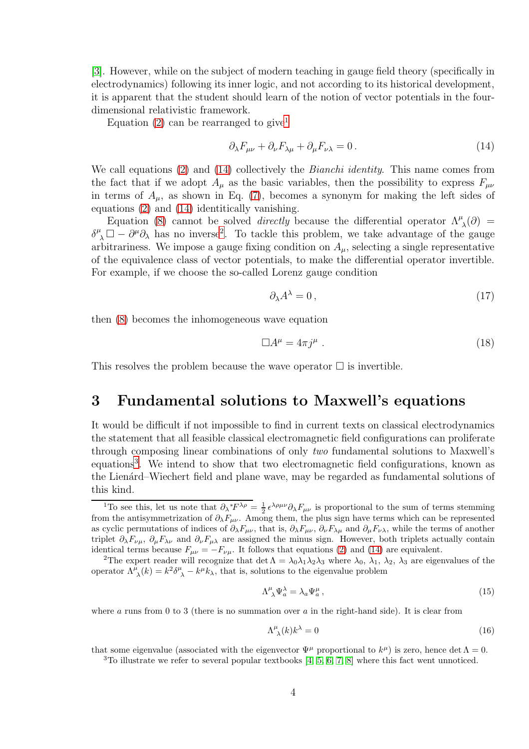[3]. However, while on the subject of modern teaching in gauge field theory (specifically in electrodynamics) following its inner logic, and not according to its historical development, it is apparent that the student should learn of the notion of vector potentials in the four-dimensional relativistic framework.

Equation (2) can be rearranged to give[1]

$$\partial_\lambda F_{\mu\nu} + \partial_\nu F_{\lambda\mu} + \partial_\mu F_{\nu\lambda} = 0\,. \tag{14}$$

We call equations (2) and (14) collectively the *Bianchi identity*. This name comes from the fact that if we adopt $A_\mu$ as the basic variables, then the possibility to express $F_{\mu\nu}$ in terms of $A_\mu$, as shown in Eq. (7), becomes a synonym for making the left sides of equations (2) and (14) identically vanishing.

Equation (8) cannot be solved *directly* because the differential operator $\Lambda^\mu{}_\lambda(\partial) = \delta^\mu{}_\lambda \Box - \partial^\mu \partial_\lambda$ has no inverse[2]. To tackle this problem, we take advantage of the gauge arbitrariness. We impose a gauge fixing condition on $A_\mu$, selecting a single representative of the equivalence class of vector potentials, to make the differential operator invertible. For example, if we choose the so-called Lorenz gauge condition

$$\partial_\lambda A^\lambda = 0\,, \tag{17}$$

then (8) becomes the inhomogeneous wave equation

$$\Box A^\mu = 4\pi j^\mu\;. \tag{18}$$

This resolves the problem because the wave operator $\Box$ is invertible.

## 3 Fundamental solutions to Maxwell's equations

It would be difficult if not impossible to find in current texts on classical electrodynamics the statement that all feasible classical electromagnetic field configurations can proliferate through composing linear combinations of only *two* fundamental solutions to Maxwell's equations[3]. We intend to show that two electromagnetic field configurations, known as the Liénard–Wiechert field and plane wave, may be regarded as fundamental solutions of this kind.

---

[1] To see this, let us note that $\partial_\lambda {}^*F^{\lambda\rho} = \frac{1}{2}\,\epsilon^{\lambda\rho\mu\nu}\partial_\lambda F_{\mu\nu}$ is proportional to the sum of terms stemming from the antisymmetrization of $\partial_\lambda F_{\mu\nu}$. Among them, the plus sign have terms which can be represented as cyclic permutations of indices of $\partial_\lambda F_{\mu\nu}$, that is, $\partial_\lambda F_{\mu\nu}$, $\partial_\nu F_{\lambda\mu}$ and $\partial_\mu F_{\nu\lambda}$, while the terms of another triplet $\partial_\lambda F_{\nu\mu}$, $\partial_\mu F_{\lambda\nu}$ and $\partial_\nu F_{\mu\lambda}$ are assigned the minus sign. However, both triplets actually contain identical terms because $F_{\mu\nu} = -F_{\nu\mu}$. It follows that equations (2) and (14) are equivalent.

[2] The expert reader will recognize that $\det\Lambda = \lambda_0\lambda_1\lambda_2\lambda_3$ where $\lambda_0$, $\lambda_1$, $\lambda_2$, $\lambda_3$ are eigenvalues of the operator $\Lambda^\mu{}_\lambda(k) = k^2\delta^\mu{}_\lambda - k^\mu k_\lambda$, that is, solutions to the eigenvalue problem

$$\Lambda^\mu{}_\lambda \Psi^\lambda_a = \lambda_a \Psi^\mu_a\,, \tag{15}$$

where $a$ runs from 0 to 3 (there is no summation over $a$ in the right-hand side). It is clear from

$$\Lambda^\mu{}_\lambda(k) k^\lambda = 0 \tag{16}$$

that some eigenvalue (associated with the eigenvector $\Psi^\mu$ proportional to $k^\mu$) is zero, hence $\det\Lambda = 0$.

[3] To illustrate we refer to several popular textbooks [4, 5, 6, 7, 8] where this fact went unnoticed.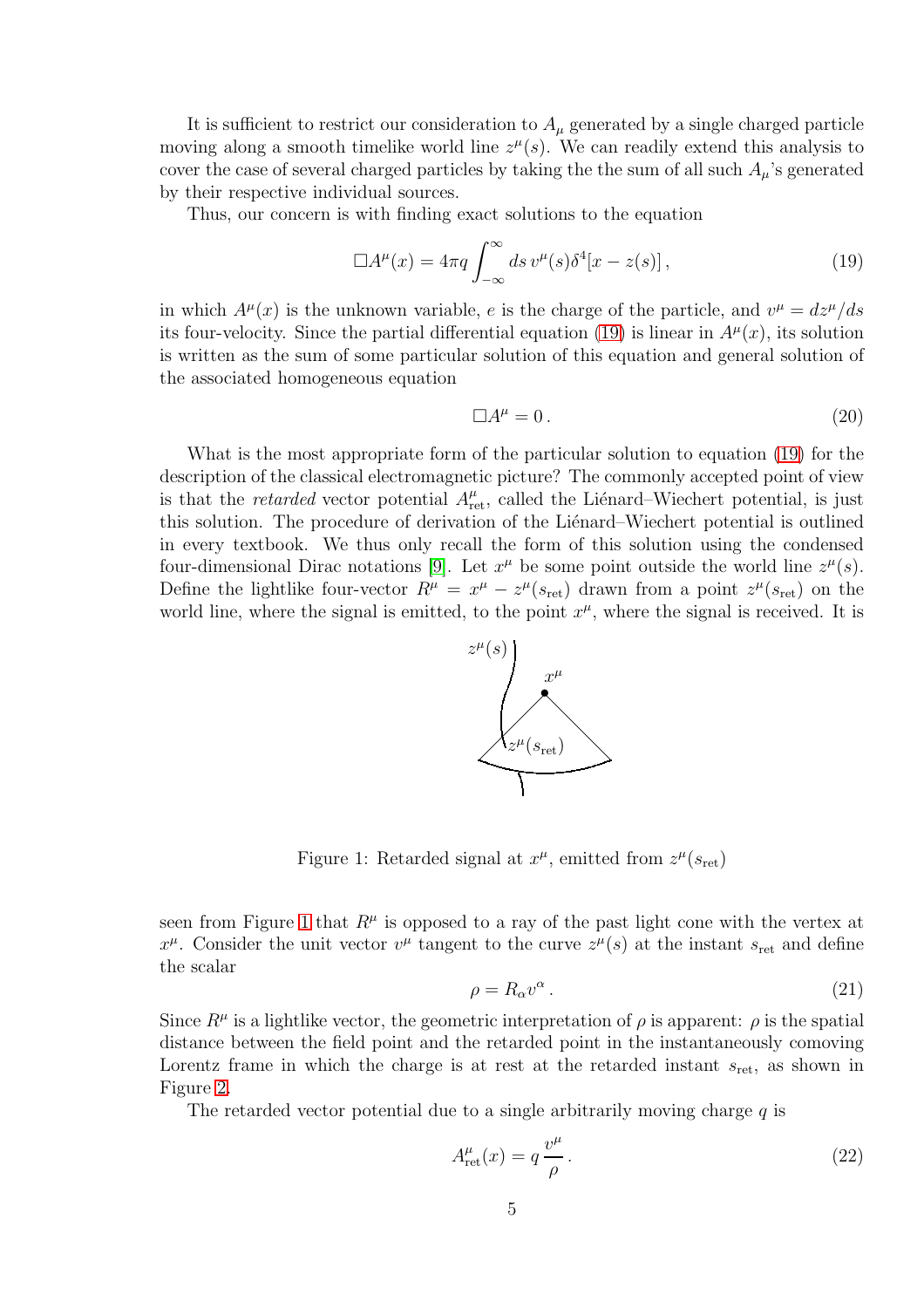It is sufficient to restrict our consideration to $A_\mu$ generated by a single charged particle moving along a smooth timelike world line $z^\mu(s)$. We can readily extend this analysis to cover the case of several charged particles by taking the the sum of all such $A_\mu$'s generated by their respective individual sources.

Thus, our concern is with finding exact solutions to the equation

$$\Box A^\mu(x) = 4\pi q \int_{-\infty}^{\infty} ds\, v^\mu(s)\delta^4[x - z(s)]\,, \tag{19}$$

in which $A^\mu(x)$ is the unknown variable, $e$ is the charge of the particle, and $v^\mu = dz^\mu/ds$ its four-velocity. Since the partial differential equation (19) is linear in $A^\mu(x)$, its solution is written as the sum of some particular solution of this equation and general solution of the associated homogeneous equation

$$\Box A^\mu = 0\,. \tag{20}$$

What is the most appropriate form of the particular solution to equation (19) for the description of the classical electromagnetic picture? The commonly accepted point of view is that the *retarded* vector potential $A^\mu_{\rm ret}$, called the Liénard–Wiechert potential, is just this solution. The procedure of derivation of the Liénard–Wiechert potential is outlined in every textbook. We thus only recall the form of this solution using the condensed four-dimensional Dirac notations [9]. Let $x^\mu$ be some point outside the world line $z^\mu(s)$. Define the lightlike four-vector $R^\mu = x^\mu - z^\mu(s_{\rm ret})$ drawn from a point $z^\mu(s_{\rm ret})$ on the world line, where the signal is emitted, to the point $x^\mu$, where the signal is received. It is

Figure 1: Retarded signal at $x^\mu$, emitted from $z^\mu(s_{\rm ret})$

seen from Figure 1 that $R^\mu$ is opposed to a ray of the past light cone with the vertex at $x^\mu$. Consider the unit vector $v^\mu$ tangent to the curve $z^\mu(s)$ at the instant $s_{\rm ret}$ and define the scalar

$$\rho = R_\alpha v^\alpha\,. \tag{21}$$

Since $R^\mu$ is a lightlike vector, the geometric interpretation of $\rho$ is apparent: $\rho$ is the spatial distance between the field point and the retarded point in the instantaneously comoving Lorentz frame in which the charge is at rest at the retarded instant $s_{\rm ret}$, as shown in Figure 2.

The retarded vector potential due to a single arbitrarily moving charge $q$ is

$$A^\mu_{\rm ret}(x) = q\,\frac{v^\mu}{\rho}\,. \tag{22}$$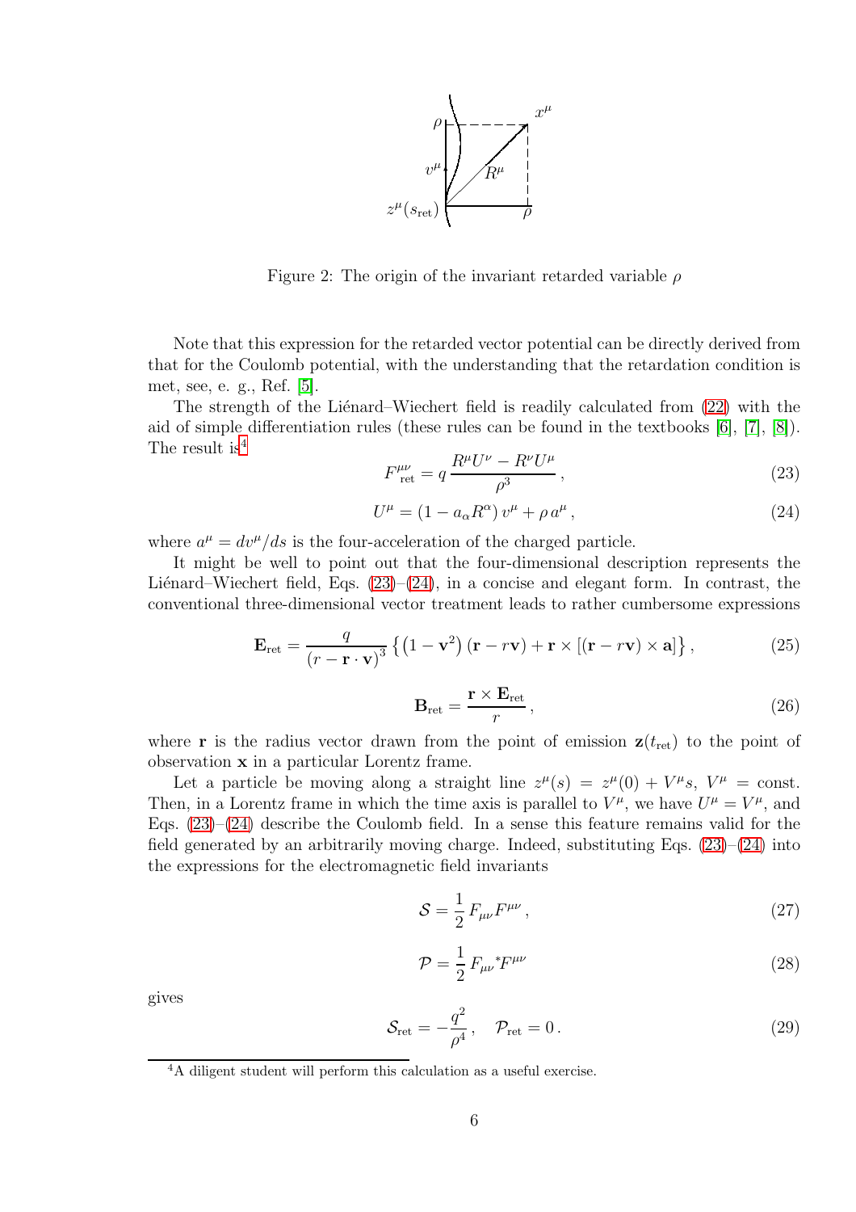Figure 2: The origin of the invariant retarded variable $\rho$

Note that this expression for the retarded vector potential can be directly derived from that for the Coulomb potential, with the understanding that the retardation condition is met, see, e. g., Ref. [5].

The strength of the Liénard–Wiechert field is readily calculated from (22) with the aid of simple differentiation rules (these rules can be found in the textbooks [6], [7], [8]). The result is[4]

$$F^{\mu\nu}_{\rm ret} = q\,\frac{R^\mu U^\nu - R^\nu U^\mu}{\rho^3}\,, \tag{23}$$

$$U^\mu = \left(1 - a_\alpha R^\alpha\right) v^\mu + \rho\, a^\mu\,, \tag{24}$$

where $a^\mu = dv^\mu/ds$ is the four-acceleration of the charged particle.

It might be well to point out that the four-dimensional description represents the Liénard–Wiechert field, Eqs. (23)–(24), in a concise and elegant form. In contrast, the conventional three-dimensional vector treatment leads to rather cumbersome expressions

$$\mathbf{E}_{\rm ret} = \frac{q}{\left(r - \mathbf{r}\cdot\mathbf{v}\right)^3}\left\{\left(1 - \mathbf{v}^2\right)\left(\mathbf{r} - r\mathbf{v}\right) + \mathbf{r}\times\left[\left(\mathbf{r} - r\mathbf{v}\right)\times\mathbf{a}\right]\right\}, \tag{25}$$

$$\mathbf{B}_{\rm ret} = \frac{\mathbf{r}\times\mathbf{E}_{\rm ret}}{r}\,, \tag{26}$$

where $\mathbf{r}$ is the radius vector drawn from the point of emission $\mathbf{z}(t_{\rm ret})$ to the point of observation $\mathbf{x}$ in a particular Lorentz frame.

Let a particle be moving along a straight line $z^\mu(s) = z^\mu(0) + V^\mu s$, $V^\mu = {\rm const}$. Then, in a Lorentz frame in which the time axis is parallel to $V^\mu$, we have $U^\mu = V^\mu$, and Eqs. (23)–(24) describe the Coulomb field. In a sense this feature remains valid for the field generated by an arbitrarily moving charge. Indeed, substituting Eqs. (23)–(24) into the expressions for the electromagnetic field invariants

$$\mathcal{S} = \frac{1}{2}\,F_{\mu\nu}F^{\mu\nu}\,, \tag{27}$$

$$\mathcal{P} = \frac{1}{2}\,F_{\mu\nu}\,{}^*\!F^{\mu\nu} \tag{28}$$

gives

$$\mathcal{S}_{\rm ret} = -\frac{q^2}{\rho^4}\,, \quad \mathcal{P}_{\rm ret} = 0\,. \tag{29}$$

[4] A diligent student will perform this calculation as a useful exercise.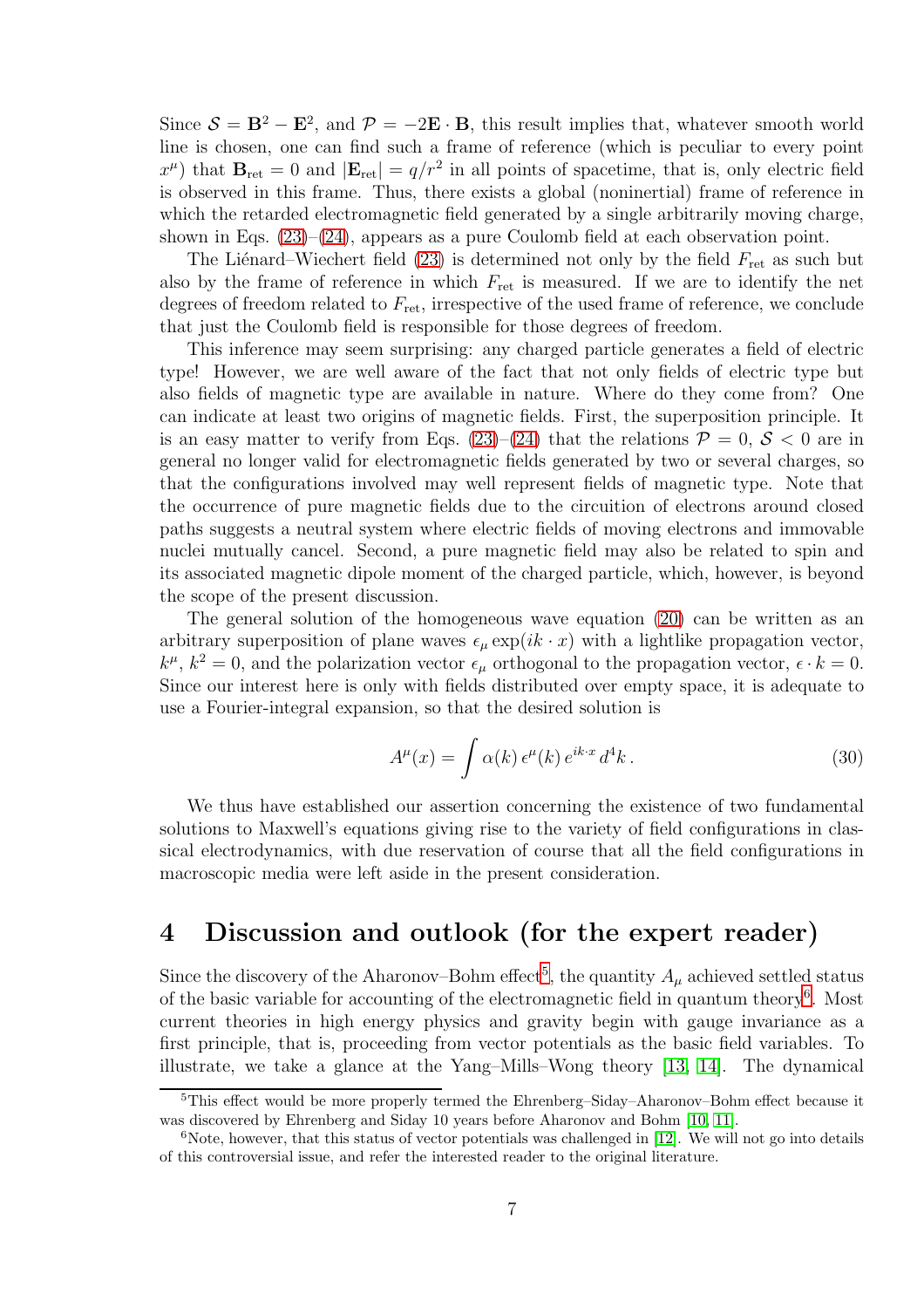Since $\mathcal{S} = \mathbf{B}^2 - \mathbf{E}^2$, and $\mathcal{P} = -2\mathbf{E} \cdot \mathbf{B}$, this result implies that, whatever smooth world line is chosen, one can find such a frame of reference (which is peculiar to every point $x^\mu$) that $\mathbf{B}_{\rm ret} = 0$ and $|\mathbf{E}_{\rm ret}| = q/r^2$ in all points of spacetime, that is, only electric field is observed in this frame. Thus, there exists a global (noninertial) frame of reference in which the retarded electromagnetic field generated by a single arbitrarily moving charge, shown in Eqs. (23)–(24), appears as a pure Coulomb field at each observation point.

The Liénard–Wiechert field (23) is determined not only by the field $F_{\rm ret}$ as such but also by the frame of reference in which $F_{\rm ret}$ is measured. If we are to identify the net degrees of freedom related to $F_{\rm ret}$, irrespective of the used frame of reference, we conclude that just the Coulomb field is responsible for those degrees of freedom.

This inference may seem surprising: any charged particle generates a field of electric type! However, we are well aware of the fact that not only fields of electric type but also fields of magnetic type are available in nature. Where do they come from? One can indicate at least two origins of magnetic fields. First, the superposition principle. It is an easy matter to verify from Eqs. (23)–(24) that the relations $\mathcal{P} = 0$, $\mathcal{S} < 0$ are in general no longer valid for electromagnetic fields generated by two or several charges, so that the configurations involved may well represent fields of magnetic type. Note that the occurrence of pure magnetic fields due to the circuition of electrons around closed paths suggests a neutral system where electric fields of moving electrons and immovable nuclei mutually cancel. Second, a pure magnetic field may also be related to spin and its associated magnetic dipole moment of the charged particle, which, however, is beyond the scope of the present discussion.

The general solution of the homogeneous wave equation (20) can be written as an arbitrary superposition of plane waves $\epsilon_\mu \exp(ik \cdot x)$ with a lightlike propagation vector, $k^\mu$, $k^2 = 0$, and the polarization vector $\epsilon_\mu$ orthogonal to the propagation vector, $\epsilon \cdot k = 0$. Since our interest here is only with fields distributed over empty space, it is adequate to use a Fourier-integral expansion, so that the desired solution is

$$A^\mu(x) = \int \alpha(k)\, \epsilon^\mu(k)\, e^{ik\cdot x}\, d^4k\,. \tag{30}$$

We thus have established our assertion concerning the existence of two fundamental solutions to Maxwell's equations giving rise to the variety of field configurations in classical electrodynamics, with due reservation of course that all the field configurations in macroscopic media were left aside in the present consideration.

# 4 Discussion and outlook (for the expert reader)

Since the discovery of the Aharonov–Bohm effect[5], the quantity $A_\mu$ achieved settled status of the basic variable for accounting of the electromagnetic field in quantum theory[6]. Most current theories in high energy physics and gravity begin with gauge invariance as a first principle, that is, proceeding from vector potentials as the basic field variables. To illustrate, we take a glance at the Yang–Mills–Wong theory [13, 14]. The dynamical

[5] This effect would be more properly termed the Ehrenberg–Siday–Aharonov–Bohm effect because it was discovered by Ehrenberg and Siday 10 years before Aharonov and Bohm [10, 11].

[6] Note, however, that this status of vector potentials was challenged in [12]. We will not go into details of this controversial issue, and refer the interested reader to the original literature.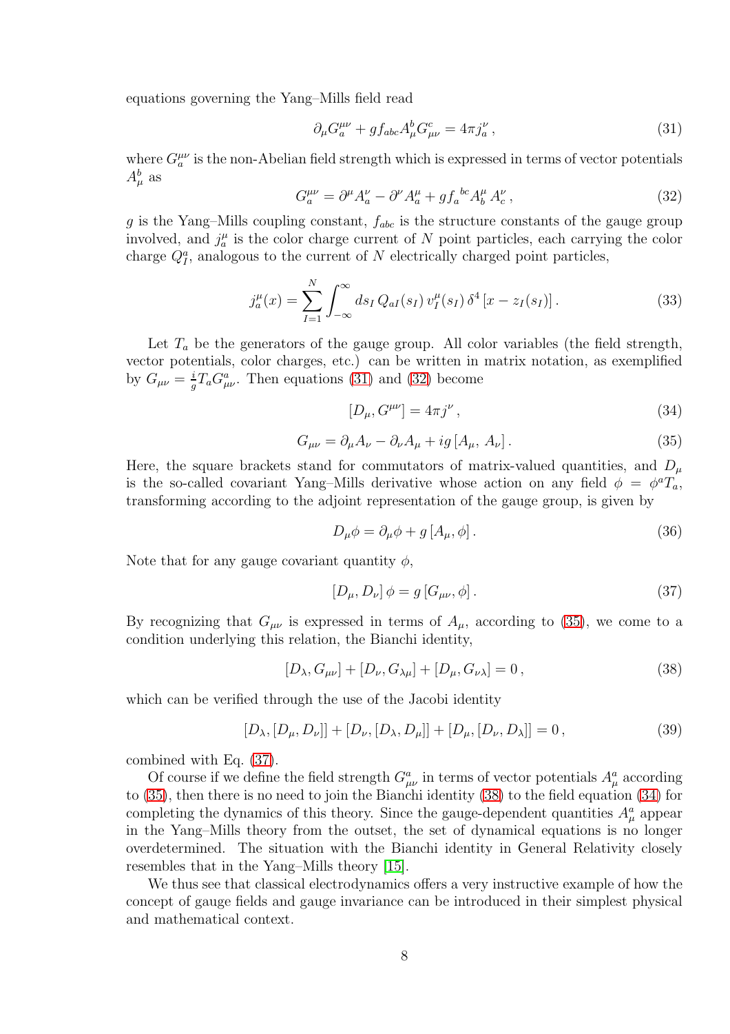equations governing the Yang–Mills field read

$$\partial_\mu G^{\mu\nu}_a + g f_{abc} A^b_\mu G^c_{\mu\nu} = 4\pi j^\nu_a \,, \tag{31}$$

where $G^{\mu\nu}_a$ is the non-Abelian field strength which is expressed in terms of vector potentials $A^b_\mu$ as

$$G^{\mu\nu}_a = \partial^\mu A^\nu_a - \partial^\nu A^\mu_a + g f_a{}^{bc} A^\mu_b \, A^\nu_c \,, \tag{32}$$

$g$ is the Yang–Mills coupling constant, $f_{abc}$ is the structure constants of the gauge group involved, and $j^\mu_a$ is the color charge current of $N$ point particles, each carrying the color charge $Q^a_I$, analogous to the current of $N$ electrically charged point particles,

$$j^\mu_a(x) = \sum_{I=1}^{N} \int_{-\infty}^{\infty} ds_I \, Q_{aI}(s_I) \, v^\mu_I(s_I) \, \delta^4 \left[ x - z_I(s_I) \right]. \tag{33}$$

Let $T_a$ be the generators of the gauge group. All color variables (the field strength, vector potentials, color charges, etc.) can be written in matrix notation, as exemplified by $G_{\mu\nu} = \frac{i}{g} T_a G^a_{\mu\nu}$. Then equations (31) and (32) become

$$[D_\mu, G^{\mu\nu}] = 4\pi j^\nu \,, \tag{34}$$

$$G_{\mu\nu} = \partial_\mu A_\nu - \partial_\nu A_\mu + ig \left[ A_\mu, \, A_\nu \right]. \tag{35}$$

Here, the square brackets stand for commutators of matrix-valued quantities, and $D_\mu$ is the so-called covariant Yang–Mills derivative whose action on any field $\phi = \phi^a T_a$, transforming according to the adjoint representation of the gauge group, is given by

$$D_\mu \phi = \partial_\mu \phi + g \left[ A_\mu, \phi \right]. \tag{36}$$

Note that for any gauge covariant quantity $\phi$,

$$\left[ D_\mu, D_\nu \right] \phi = g \left[ G_{\mu\nu}, \phi \right]. \tag{37}$$

By recognizing that $G_{\mu\nu}$ is expressed in terms of $A_\mu$, according to (35), we come to a condition underlying this relation, the Bianchi identity,

$$[D_\lambda, G_{\mu\nu}] + [D_\nu, G_{\lambda\mu}] + [D_\mu, G_{\nu\lambda}] = 0 \,, \tag{38}$$

which can be verified through the use of the Jacobi identity

$$[D_\lambda, [D_\mu, D_\nu]] + [D_\nu, [D_\lambda, D_\mu]] + [D_\mu, [D_\nu, D_\lambda]] = 0 \,, \tag{39}$$

combined with Eq. (37).

Of course if we define the field strength $G^a_{\mu\nu}$ in terms of vector potentials $A^a_\mu$ according to (35), then there is no need to join the Bianchi identity (38) to the field equation (34) for completing the dynamics of this theory. Since the gauge-dependent quantities $A^a_\mu$ appear in the Yang–Mills theory from the outset, the set of dynamical equations is no longer overdetermined. The situation with the Bianchi identity in General Relativity closely resembles that in the Yang–Mills theory [15].

We thus see that classical electrodynamics offers a very instructive example of how the concept of gauge fields and gauge invariance can be introduced in their simplest physical and mathematical context.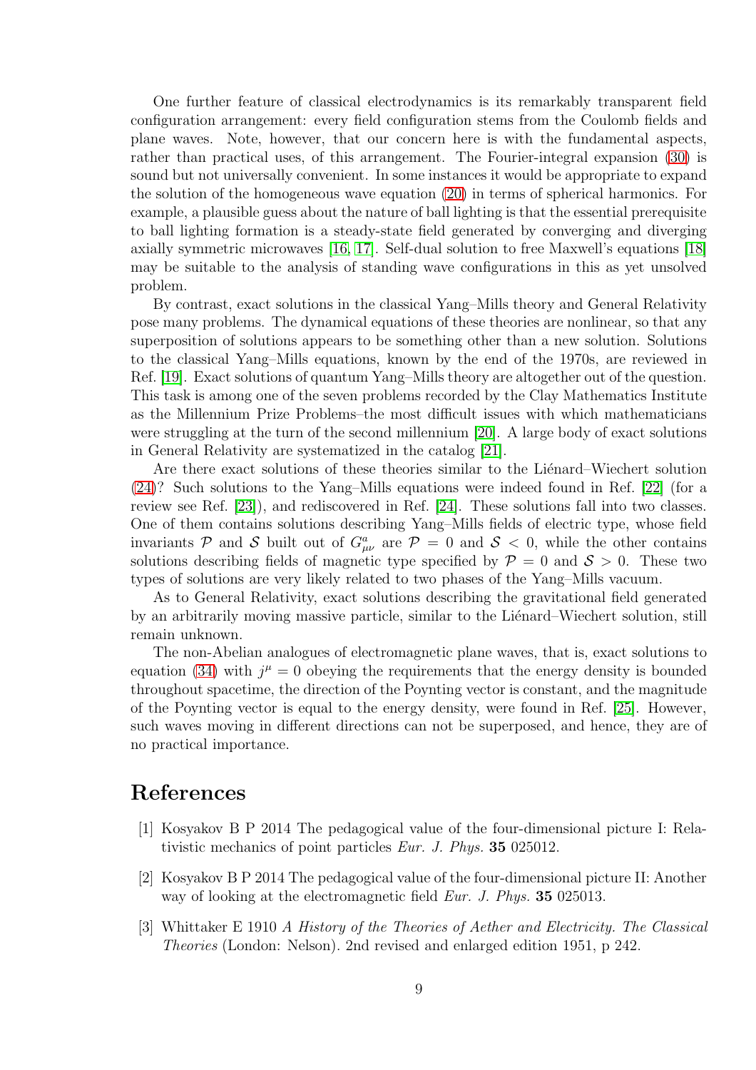One further feature of classical electrodynamics is its remarkably transparent field configuration arrangement: every field configuration stems from the Coulomb fields and plane waves. Note, however, that our concern here is with the fundamental aspects, rather than practical uses, of this arrangement. The Fourier-integral expansion (30) is sound but not universally convenient. In some instances it would be appropriate to expand the solution of the homogeneous wave equation (20) in terms of spherical harmonics. For example, a plausible guess about the nature of ball lighting is that the essential prerequisite to ball lighting formation is a steady-state field generated by converging and diverging axially symmetric microwaves [16, 17]. Self-dual solution to free Maxwell's equations [18] may be suitable to the analysis of standing wave configurations in this as yet unsolved problem.

By contrast, exact solutions in the classical Yang–Mills theory and General Relativity pose many problems. The dynamical equations of these theories are nonlinear, so that any superposition of solutions appears to be something other than a new solution. Solutions to the classical Yang–Mills equations, known by the end of the 1970s, are reviewed in Ref. [19]. Exact solutions of quantum Yang–Mills theory are altogether out of the question. This task is among one of the seven problems recorded by the Clay Mathematics Institute as the Millennium Prize Problems–the most difficult issues with which mathematicians were struggling at the turn of the second millennium [20]. A large body of exact solutions in General Relativity are systematized in the catalog [21].

Are there exact solutions of these theories similar to the Liénard–Wiechert solution (24)? Such solutions to the Yang–Mills equations were indeed found in Ref. [22] (for a review see Ref. [23]), and rediscovered in Ref. [24]. These solutions fall into two classes. One of them contains solutions describing Yang–Mills fields of electric type, whose field invariants $\mathcal{P}$ and $\mathcal{S}$ built out of $G^a_{\mu\nu}$ are $\mathcal{P} = 0$ and $\mathcal{S} < 0$, while the other contains solutions describing fields of magnetic type specified by $\mathcal{P} = 0$ and $\mathcal{S} > 0$. These two types of solutions are very likely related to two phases of the Yang–Mills vacuum.

As to General Relativity, exact solutions describing the gravitational field generated by an arbitrarily moving massive particle, similar to the Liénard–Wiechert solution, still remain unknown.

The non-Abelian analogues of electromagnetic plane waves, that is, exact solutions to equation (34) with $j^\mu = 0$ obeying the requirements that the energy density is bounded throughout spacetime, the direction of the Poynting vector is constant, and the magnitude of the Poynting vector is equal to the energy density, were found in Ref. [25]. However, such waves moving in different directions can not be superposed, and hence, they are of no practical importance.

# References

[1] Kosyakov B P 2014 The pedagogical value of the four-dimensional picture I: Relativistic mechanics of point particles *Eur. J. Phys.* **35** 025012.

[2] Kosyakov B P 2014 The pedagogical value of the four-dimensional picture II: Another way of looking at the electromagnetic field *Eur. J. Phys.* **35** 025013.

[3] Whittaker E 1910 *A History of the Theories of Aether and Electricity. The Classical Theories* (London: Nelson). 2nd revised and enlarged edition 1951, p 242.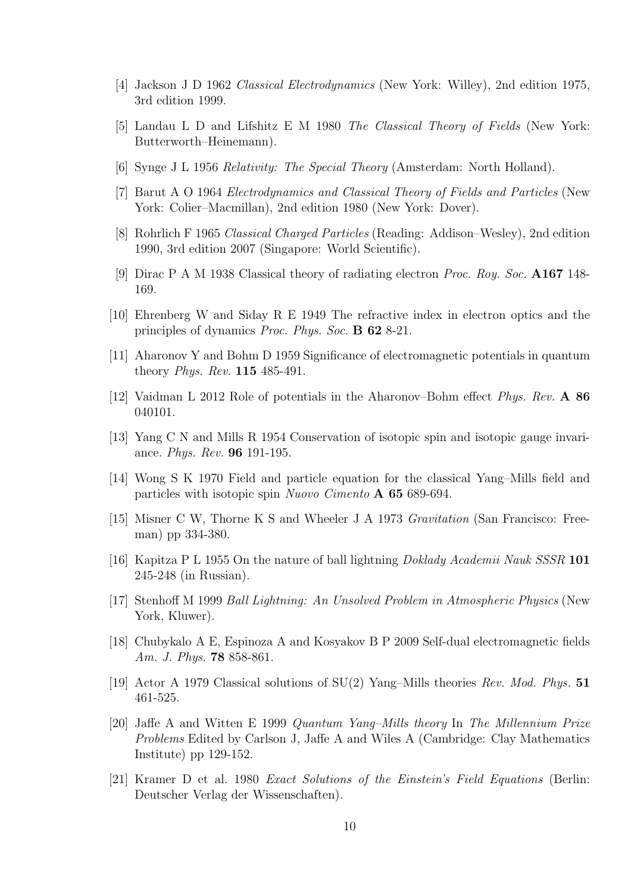[4] Jackson J D 1962 *Classical Electrodynamics* (New York: Willey), 2nd edition 1975, 3rd edition 1999.

[5] Landau L D and Lifshitz E M 1980 *The Classical Theory of Fields* (New York: Butterworth–Heinemann).

[6] Synge J L 1956 *Relativity: The Special Theory* (Amsterdam: North Holland).

[7] Barut A O 1964 *Electrodynamics and Classical Theory of Fields and Particles* (New York: Colier–Macmillan), 2nd edition 1980 (New York: Dover).

[8] Rohrlich F 1965 *Classical Charged Particles* (Reading: Addison–Wesley), 2nd edition 1990, 3rd edition 2007 (Singapore: World Scientific).

[9] Dirac P A M 1938 Classical theory of radiating electron *Proc. Roy. Soc.* **A167** 148-169.

[10] Ehrenberg W and Siday R E 1949 The refractive index in electron optics and the principles of dynamics *Proc. Phys. Soc.* **B 62** 8-21.

[11] Aharonov Y and Bohm D 1959 Significance of electromagnetic potentials in quantum theory *Phys. Rev.* **115** 485-491.

[12] Vaidman L 2012 Role of potentials in the Aharonov–Bohm effect *Phys. Rev.* **A 86** 040101.

[13] Yang C N and Mills R 1954 Conservation of isotopic spin and isotopic gauge invariance. *Phys. Rev.* **96** 191-195.

[14] Wong S K 1970 Field and particle equation for the classical Yang–Mills field and particles with isotopic spin *Nuovo Cimento* **A 65** 689-694.

[15] Misner C W, Thorne K S and Wheeler J A 1973 *Gravitation* (San Francisco: Freeman) pp 334-380.

[16] Kapitza P L 1955 On the nature of ball lightning *Doklady Academii Nauk SSSR* **101** 245-248 (in Russian).

[17] Stenhoff M 1999 *Ball Lightning: An Unsolved Problem in Atmospheric Physics* (New York, Kluwer).

[18] Chubykalo A E, Espinoza A and Kosyakov B P 2009 Self-dual electromagnetic fields *Am. J. Phys.* **78** 858-861.

[19] Actor A 1979 Classical solutions of SU(2) Yang–Mills theories *Rev. Mod. Phys.* **51** 461-525.

[20] Jaffe A and Witten E 1999 *Quantum Yang–Mills theory* In *The Millennium Prize Problems* Edited by Carlson J, Jaffe A and Wiles A (Cambridge: Clay Mathematics Institute) pp 129-152.

[21] Kramer D et al. 1980 *Exact Solutions of the Einstein's Field Equations* (Berlin: Deutscher Verlag der Wissenschaften).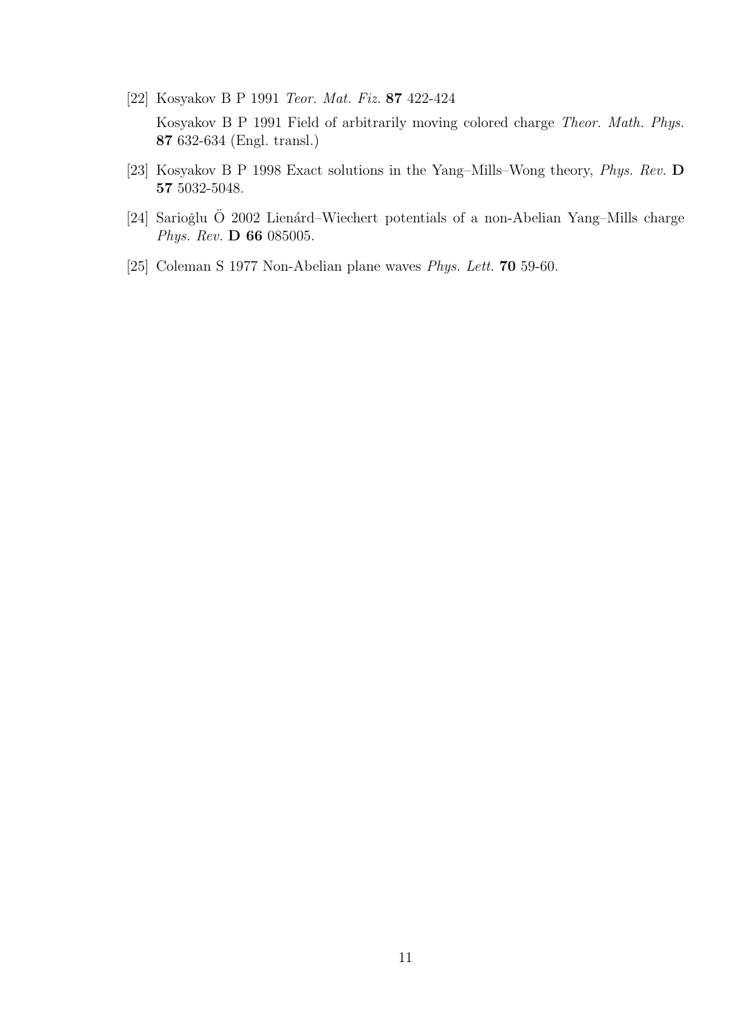[22] Kosyakov B P 1991 *Teor. Mat. Fiz.* **87** 422-424

Kosyakov B P 1991 Field of arbitrarily moving colored charge *Theor. Math. Phys.* **87** 632-634 (Engl. transl.)

[23] Kosyakov B P 1998 Exact solutions in the Yang–Mills–Wong theory, *Phys. Rev.* **D 57** 5032-5048.

[24] Sarioğlu Ö 2002 Lienárd–Wiechert potentials of a non-Abelian Yang–Mills charge *Phys. Rev.* **D 66** 085005.

[25] Coleman S 1977 Non-Abelian plane waves *Phys. Lett.* **70** 59-60.